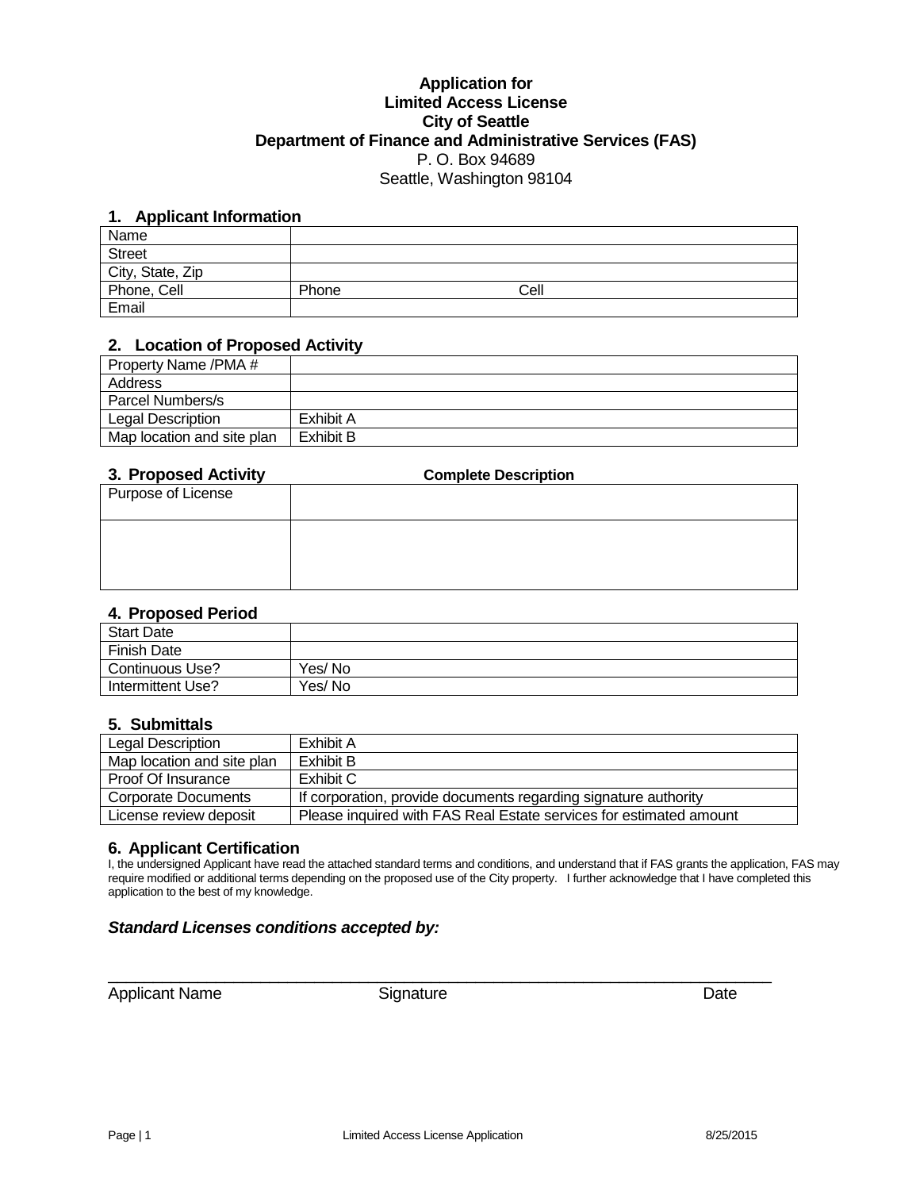**Application for**
**Limited Access License**
**City of Seattle**
**Department of Finance and Administrative Services (FAS)**
P. O. Box 94689
Seattle, Washington 98104

## 1. Applicant Information

| | |
|---|---|
| Name | |
| Street | |
| City, State, Zip | |
| Phone, Cell | Phone Cell |
| Email | |

## 2. Location of Proposed Activity

| | |
|---|---|
| Property Name /PMA # | |
| Address | |
| Parcel Numbers/s | |
| Legal Description | Exhibit A |
| Map location and site plan | Exhibit B |

## 3. Proposed Activity **Complete Description**

| | |
|---|---|
| Purpose of License | |
| | |

## 4. Proposed Period

| | |
|---|---|
| Start Date | |
| Finish Date | |
| Continuous Use? | Yes/ No |
| Intermittent Use? | Yes/ No |

## 5. Submittals

| | |
|---|---|
| Legal Description | Exhibit A |
| Map location and site plan | Exhibit B |
| Proof Of Insurance | Exhibit C |
| Corporate Documents | If corporation, provide documents regarding signature authority |
| License review deposit | Please inquired with FAS Real Estate services for estimated amount |

## 6. Applicant Certification

I, the undersigned Applicant have read the attached standard terms and conditions, and understand that if FAS grants the application, FAS may require modified or additional terms depending on the proposed use of the City property. I further acknowledge that I have completed this application to the best of my knowledge.

***Standard Licenses conditions accepted by:***

\_\_\_\_\_\_\_\_\_\_\_\_\_\_\_\_\_\_\_\_\_\_\_\_\_\_\_\_\_\_\_\_\_\_\_\_\_\_\_\_\_\_\_\_\_\_\_\_\_\_\_\_\_\_\_\_\_\_\_\_\_\_\_\_\_\_\_\_

Applicant Name Signature Date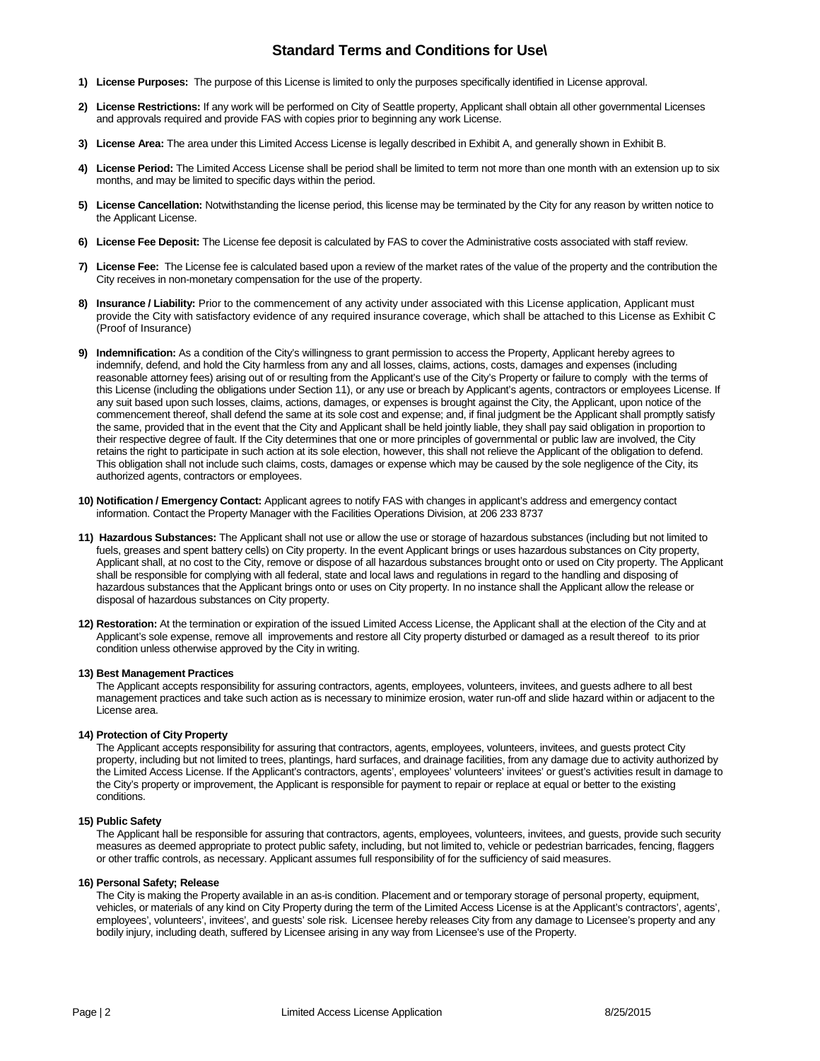# Standard Terms and Conditions for Use\

1) **License Purposes:** The purpose of this License is limited to only the purposes specifically identified in License approval.

2) **License Restrictions:** If any work will be performed on City of Seattle property, Applicant shall obtain all other governmental Licenses and approvals required and provide FAS with copies prior to beginning any work License.

3) **License Area:** The area under this Limited Access License is legally described in Exhibit A, and generally shown in Exhibit B.

4) **License Period:** The Limited Access License shall be period shall be limited to term not more than one month with an extension up to six months, and may be limited to specific days within the period.

5) **License Cancellation:** Notwithstanding the license period, this license may be terminated by the City for any reason by written notice to the Applicant License.

6) **License Fee Deposit:** The License fee deposit is calculated by FAS to cover the Administrative costs associated with staff review.

7) **License Fee:** The License fee is calculated based upon a review of the market rates of the value of the property and the contribution the City receives in non-monetary compensation for the use of the property.

8) **Insurance / Liability:** Prior to the commencement of any activity under associated with this License application, Applicant must provide the City with satisfactory evidence of any required insurance coverage, which shall be attached to this License as Exhibit C (Proof of Insurance)

9) **Indemnification:** As a condition of the City's willingness to grant permission to access the Property, Applicant hereby agrees to indemnify, defend, and hold the City harmless from any and all losses, claims, actions, costs, damages and expenses (including reasonable attorney fees) arising out of or resulting from the Applicant's use of the City's Property or failure to comply with the terms of this License (including the obligations under Section 11), or any use or breach by Applicant's agents, contractors or employees License. If any suit based upon such losses, claims, actions, damages, or expenses is brought against the City, the Applicant, upon notice of the commencement thereof, shall defend the same at its sole cost and expense; and, if final judgment be the Applicant shall promptly satisfy the same, provided that in the event that the City and Applicant shall be held jointly liable, they shall pay said obligation in proportion to their respective degree of fault. If the City determines that one or more principles of governmental or public law are involved, the City retains the right to participate in such action at its sole election, however, this shall not relieve the Applicant of the obligation to defend. This obligation shall not include such claims, costs, damages or expense which may be caused by the sole negligence of the City, its authorized agents, contractors or employees.

10) **Notification / Emergency Contact:** Applicant agrees to notify FAS with changes in applicant's address and emergency contact information. Contact the Property Manager with the Facilities Operations Division, at 206 233 8737

11) **Hazardous Substances:** The Applicant shall not use or allow the use or storage of hazardous substances (including but not limited to fuels, greases and spent battery cells) on City property. In the event Applicant brings or uses hazardous substances on City property, Applicant shall, at no cost to the City, remove or dispose of all hazardous substances brought onto or used on City property. The Applicant shall be responsible for complying with all federal, state and local laws and regulations in regard to the handling and disposing of hazardous substances that the Applicant brings onto or uses on City property. In no instance shall the Applicant allow the release or disposal of hazardous substances on City property.

12) **Restoration:** At the termination or expiration of the issued Limited Access License, the Applicant shall at the election of the City and at Applicant's sole expense, remove all improvements and restore all City property disturbed or damaged as a result thereof to its prior condition unless otherwise approved by the City in writing.

13) **Best Management Practices**
The Applicant accepts responsibility for assuring contractors, agents, employees, volunteers, invitees, and guests adhere to all best management practices and take such action as is necessary to minimize erosion, water run-off and slide hazard within or adjacent to the License area.

14) **Protection of City Property**
The Applicant accepts responsibility for assuring that contractors, agents, employees, volunteers, invitees, and guests protect City property, including but not limited to trees, plantings, hard surfaces, and drainage facilities, from any damage due to activity authorized by the Limited Access License. If the Applicant's contractors, agents', employees' volunteers' invitees' or guest's activities result in damage to the City's property or improvement, the Applicant is responsible for payment to repair or replace at equal or better to the existing conditions.

15) **Public Safety**
The Applicant hall be responsible for assuring that contractors, agents, employees, volunteers, invitees, and guests, provide such security measures as deemed appropriate to protect public safety, including, but not limited to, vehicle or pedestrian barricades, fencing, flaggers or other traffic controls, as necessary. Applicant assumes full responsibility of for the sufficiency of said measures.

16) **Personal Safety; Release**
The City is making the Property available in an as-is condition. Placement and or temporary storage of personal property, equipment, vehicles, or materials of any kind on City Property during the term of the Limited Access License is at the Applicant's contractors', agents', employees', volunteers', invitees', and guests' sole risk. Licensee hereby releases City from any damage to Licensee's property and any bodily injury, including death, suffered by Licensee arising in any way from Licensee's use of the Property.